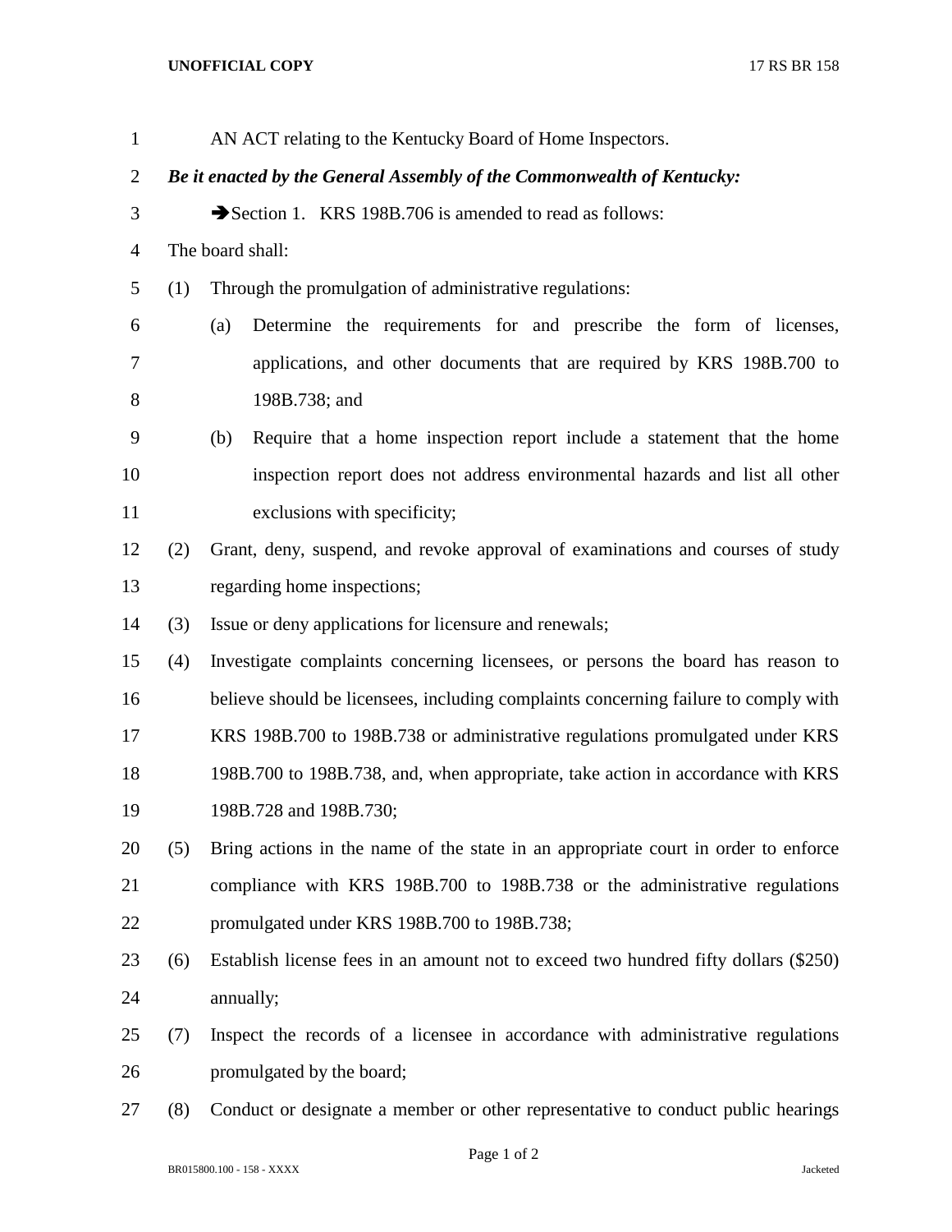AN ACT relating to the Kentucky Board of Home Inspectors.

***Be it enacted by the General Assembly of the Commonwealth of Kentucky:***

➔Section 1. KRS 198B.706 is amended to read as follows:

The board shall:

(1) Through the promulgation of administrative regulations:

   (a) Determine the requirements for and prescribe the form of licenses, applications, and other documents that are required by KRS 198B.700 to 198B.738; and

   (b) Require that a home inspection report include a statement that the home inspection report does not address environmental hazards and list all other exclusions with specificity;

(2) Grant, deny, suspend, and revoke approval of examinations and courses of study regarding home inspections;

(3) Issue or deny applications for licensure and renewals;

(4) Investigate complaints concerning licensees, or persons the board has reason to believe should be licensees, including complaints concerning failure to comply with KRS 198B.700 to 198B.738 or administrative regulations promulgated under KRS 198B.700 to 198B.738, and, when appropriate, take action in accordance with KRS 198B.728 and 198B.730;

(5) Bring actions in the name of the state in an appropriate court in order to enforce compliance with KRS 198B.700 to 198B.738 or the administrative regulations promulgated under KRS 198B.700 to 198B.738;

(6) Establish license fees in an amount not to exceed two hundred fifty dollars ($250) annually;

(7) Inspect the records of a licensee in accordance with administrative regulations promulgated by the board;

(8) Conduct or designate a member or other representative to conduct public hearings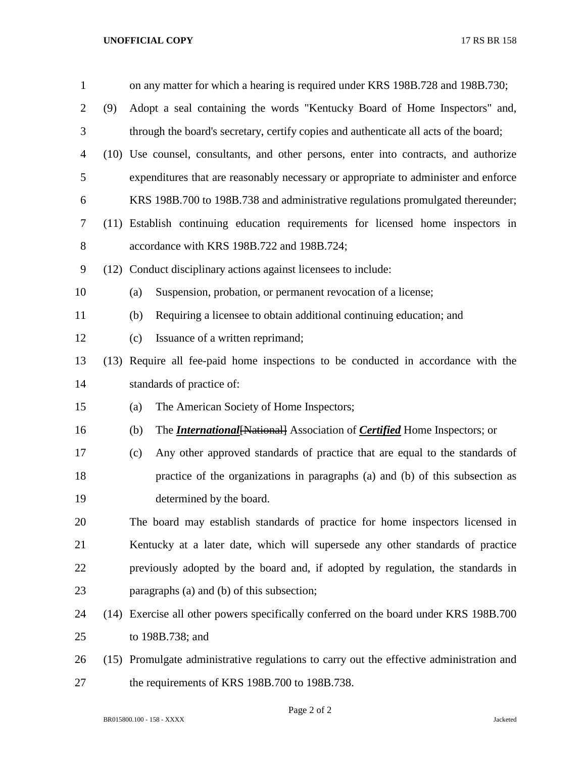on any matter for which a hearing is required under KRS 198B.728 and 198B.730;

(9) Adopt a seal containing the words "Kentucky Board of Home Inspectors" and, through the board's secretary, certify copies and authenticate all acts of the board;

(10) Use counsel, consultants, and other persons, enter into contracts, and authorize expenditures that are reasonably necessary or appropriate to administer and enforce KRS 198B.700 to 198B.738 and administrative regulations promulgated thereunder;

(11) Establish continuing education requirements for licensed home inspectors in accordance with KRS 198B.722 and 198B.724;

(12) Conduct disciplinary actions against licensees to include:

(a) Suspension, probation, or permanent revocation of a license;

(b) Requiring a licensee to obtain additional continuing education; and

(c) Issuance of a written reprimand;

(13) Require all fee-paid home inspections to be conducted in accordance with the standards of practice of:

(a) The American Society of Home Inspectors;

(b) The ***International***~~[National]~~ Association of ***Certified*** Home Inspectors; or

(c) Any other approved standards of practice that are equal to the standards of practice of the organizations in paragraphs (a) and (b) of this subsection as determined by the board.

The board may establish standards of practice for home inspectors licensed in Kentucky at a later date, which will supersede any other standards of practice previously adopted by the board and, if adopted by regulation, the standards in paragraphs (a) and (b) of this subsection;

(14) Exercise all other powers specifically conferred on the board under KRS 198B.700 to 198B.738; and

(15) Promulgate administrative regulations to carry out the effective administration and the requirements of KRS 198B.700 to 198B.738.